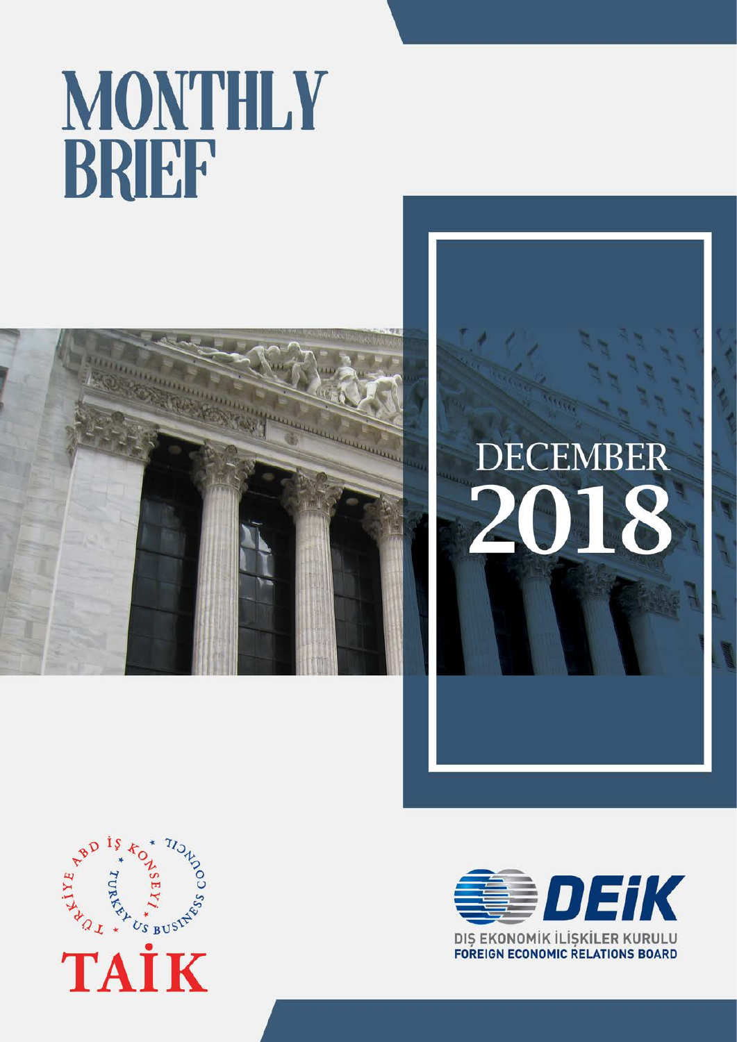# MONTHLY BRIEF

DECEMBER

2018

TÜRKİYE ABD İŞ KONSEYİ • TURKEY US BUSINESS COUNCIL •

TAİK

DEİK

DIŞ EKONOMİK İLİŞKİLER KURULU

FOREIGN ECONOMIC RELATIONS BOARD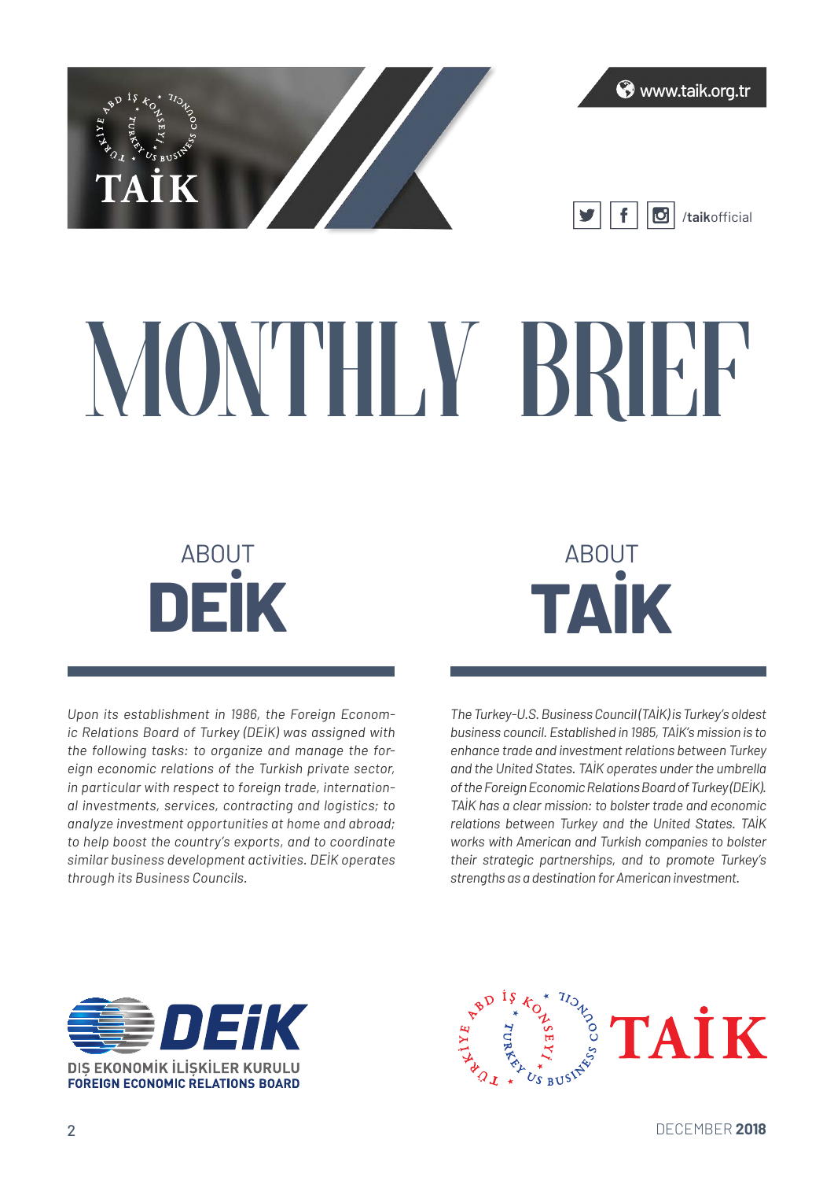# MONTHLY BRIEF

## ABOUT DEİK

*Upon its establishment in 1986, the Foreign Economic Relations Board of Turkey (DEİK) was assigned with the following tasks: to organize and manage the foreign economic relations of the Turkish private sector, in particular with respect to foreign trade, international investments, services, contracting and logistics; to analyze investment opportunities at home and abroad; to help boost the country's exports, and to coordinate similar business development activities. DEİK operates through its Business Councils.*

## ABOUT TAİK

*The Turkey-U.S. Business Council (TAİK) is Turkey's oldest business council. Established in 1985, TAİK's mission is to enhance trade and investment relations between Turkey and the United States. TAİK operates under the umbrella of the Foreign Economic Relations Board of Turkey (DEİK). TAİK has a clear mission: to bolster trade and economic relations between Turkey and the United States. TAİK works with American and Turkish companies to bolster their strategic partnerships, and to promote Turkey's strengths as a destination for American investment.*

DEİK
DIŞ EKONOMİK İLİŞKİLER KURULU
FOREIGN ECONOMIC RELATIONS BOARD

TAİK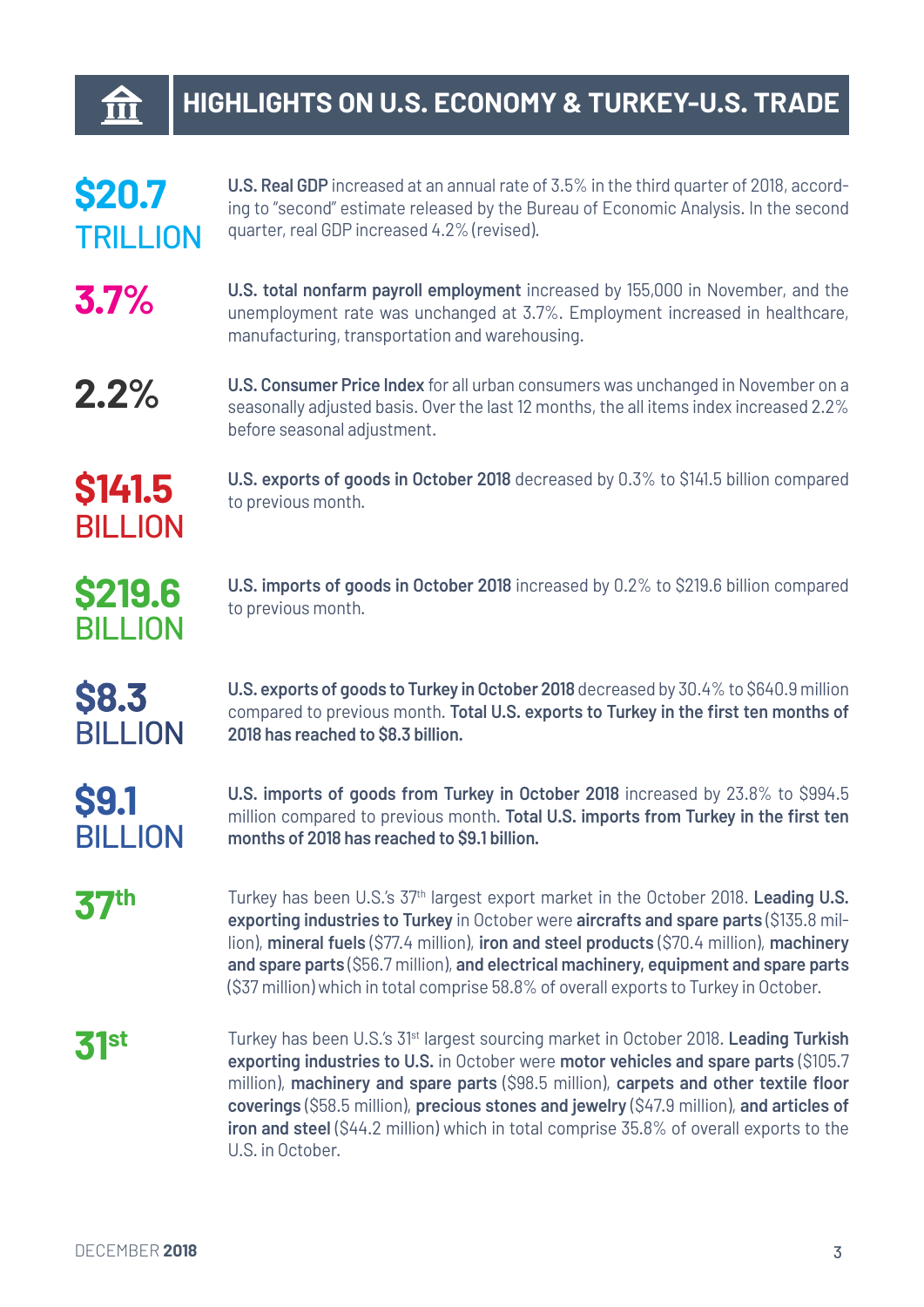# HIGHLIGHTS ON U.S. ECONOMY & TURKEY-U.S. TRADE

**$20.7 TRILLION**

**U.S. Real GDP** increased at an annual rate of 3.5% in the third quarter of 2018, according to "second" estimate released by the Bureau of Economic Analysis. In the second quarter, real GDP increased 4.2% (revised).

**3.7%**

**U.S. total nonfarm payroll employment** increased by 155,000 in November, and the unemployment rate was unchanged at 3.7%. Employment increased in healthcare, manufacturing, transportation and warehousing.

**2.2%**

**U.S. Consumer Price Index** for all urban consumers was unchanged in November on a seasonally adjusted basis. Over the last 12 months, the all items index increased 2.2% before seasonal adjustment.

**$141.5 BILLION**

**U.S. exports of goods in October 2018** decreased by 0.3% to $141.5 billion compared to previous month.

**$219.6 BILLION**

**U.S. imports of goods in October 2018** increased by 0.2% to $219.6 billion compared to previous month.

**$8.3 BILLION**

**U.S. exports of goods to Turkey in October 2018** decreased by 30.4% to $640.9 million compared to previous month. **Total U.S. exports to Turkey in the first ten months of 2018 has reached to $8.3 billion.**

**$9.1 BILLION**

**U.S. imports of goods from Turkey in October 2018** increased by 23.8% to $994.5 million compared to previous month. **Total U.S. imports from Turkey in the first ten months of 2018 has reached to $9.1 billion.**

**37th**

Turkey has been U.S.'s 37th largest export market in the October 2018. **Leading U.S. exporting industries to Turkey** in October were **aircrafts and spare parts** ($135.8 million), **mineral fuels** ($77.4 million), **iron and steel products** ($70.4 million), **machinery and spare parts** ($56.7 million), **and electrical machinery, equipment and spare parts** ($37 million) which in total comprise 58.8% of overall exports to Turkey in October.

**31st**

Turkey has been U.S.'s 31st largest sourcing market in October 2018. **Leading Turkish exporting industries to U.S.** in October were **motor vehicles and spare parts** ($105.7 million), **machinery and spare parts** ($98.5 million), **carpets and other textile floor coverings** ($58.5 million), **precious stones and jewelry** ($47.9 million), **and articles of iron and steel** ($44.2 million) which in total comprise 35.8% of overall exports to the U.S. in October.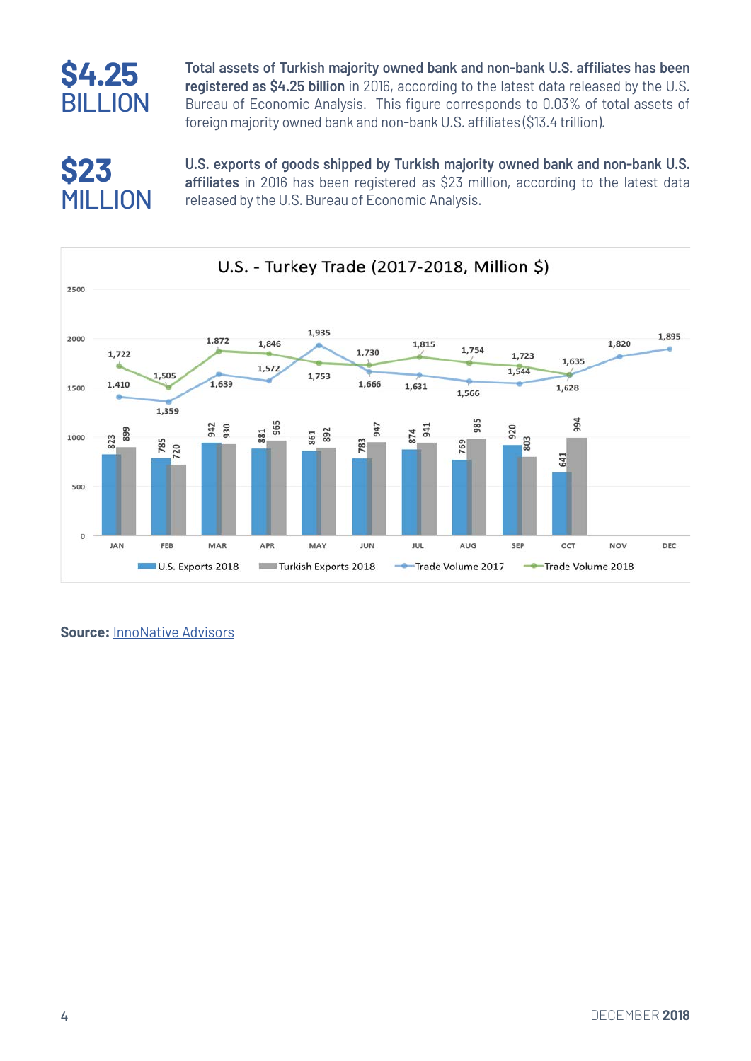**$4.25 BILLION**

**Total assets of Turkish majority owned bank and non-bank U.S. affiliates has been registered as $4.25 billion** in 2016, according to the latest data released by the U.S. Bureau of Economic Analysis. This figure corresponds to 0.03% of total assets of foreign majority owned bank and non-bank U.S. affiliates ($13.4 trillion).

**$23 MILLION**

**U.S. exports of goods shipped by Turkish majority owned bank and non-bank U.S. affiliates** in 2016 has been registered as $23 million, according to the latest data released by the U.S. Bureau of Economic Analysis.

U.S. - Turkey Trade (2017-2018, Million $)

2500
2000
1500
1000
500
0

JAN FEB MAR APR MAY JUN JUL AUG SEP OCT NOV DEC

1,722 1,505 1,872 1,846 1,753 1,730 1,815 1,754 1,723 1,635

1,410 1,359 1,639 1,572 1,935 1,666 1,631 1,566 1,544 1,628 1,820 1,895

823 899 785 720 942 930 881 965 861 892 783 947 874 941 769 985 920 803 641 994

U.S. Exports 2018
Turkish Exports 2018
Trade Volume 2017
Trade Volume 2018

**Source:** InnoNative Advisors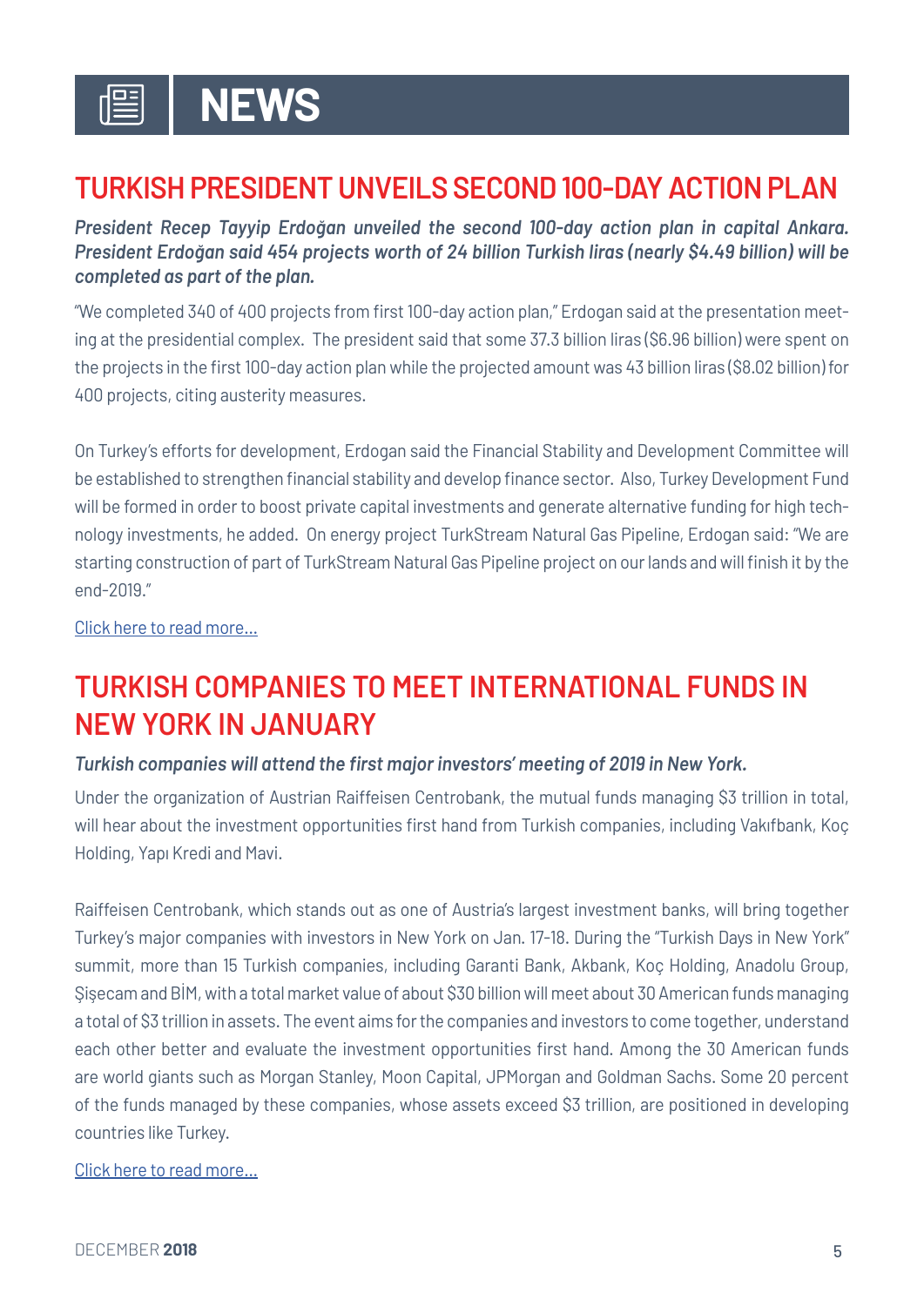# NEWS

## TURKISH PRESIDENT UNVEILS SECOND 100-DAY ACTION PLAN

***President Recep Tayyip Erdoğan unveiled the second 100-day action plan in capital Ankara. President Erdoğan said 454 projects worth of 24 billion Turkish liras (nearly $4.49 billion) will be completed as part of the plan.***

"We completed 340 of 400 projects from first 100-day action plan," Erdogan said at the presentation meeting at the presidential complex. The president said that some 37.3 billion liras ($6.96 billion) were spent on the projects in the first 100-day action plan while the projected amount was 43 billion liras ($8.02 billion) for 400 projects, citing austerity measures.

On Turkey's efforts for development, Erdogan said the Financial Stability and Development Committee will be established to strengthen financial stability and develop finance sector. Also, Turkey Development Fund will be formed in order to boost private capital investments and generate alternative funding for high technology investments, he added. On energy project TurkStream Natural Gas Pipeline, Erdogan said: "We are starting construction of part of TurkStream Natural Gas Pipeline project on our lands and will finish it by the end-2019."

Click here to read more...

## TURKISH COMPANIES TO MEET INTERNATIONAL FUNDS IN NEW YORK IN JANUARY

***Turkish companies will attend the first major investors' meeting of 2019 in New York.***

Under the organization of Austrian Raiffeisen Centrobank, the mutual funds managing $3 trillion in total, will hear about the investment opportunities first hand from Turkish companies, including Vakıfbank, Koç Holding, Yapı Kredi and Mavi.

Raiffeisen Centrobank, which stands out as one of Austria's largest investment banks, will bring together Turkey's major companies with investors in New York on Jan. 17-18. During the "Turkish Days in New York" summit, more than 15 Turkish companies, including Garanti Bank, Akbank, Koç Holding, Anadolu Group, Şişecam and BİM, with a total market value of about $30 billion will meet about 30 American funds managing a total of $3 trillion in assets. The event aims for the companies and investors to come together, understand each other better and evaluate the investment opportunities first hand. Among the 30 American funds are world giants such as Morgan Stanley, Moon Capital, JPMorgan and Goldman Sachs. Some 20 percent of the funds managed by these companies, whose assets exceed $3 trillion, are positioned in developing countries like Turkey.

Click here to read more...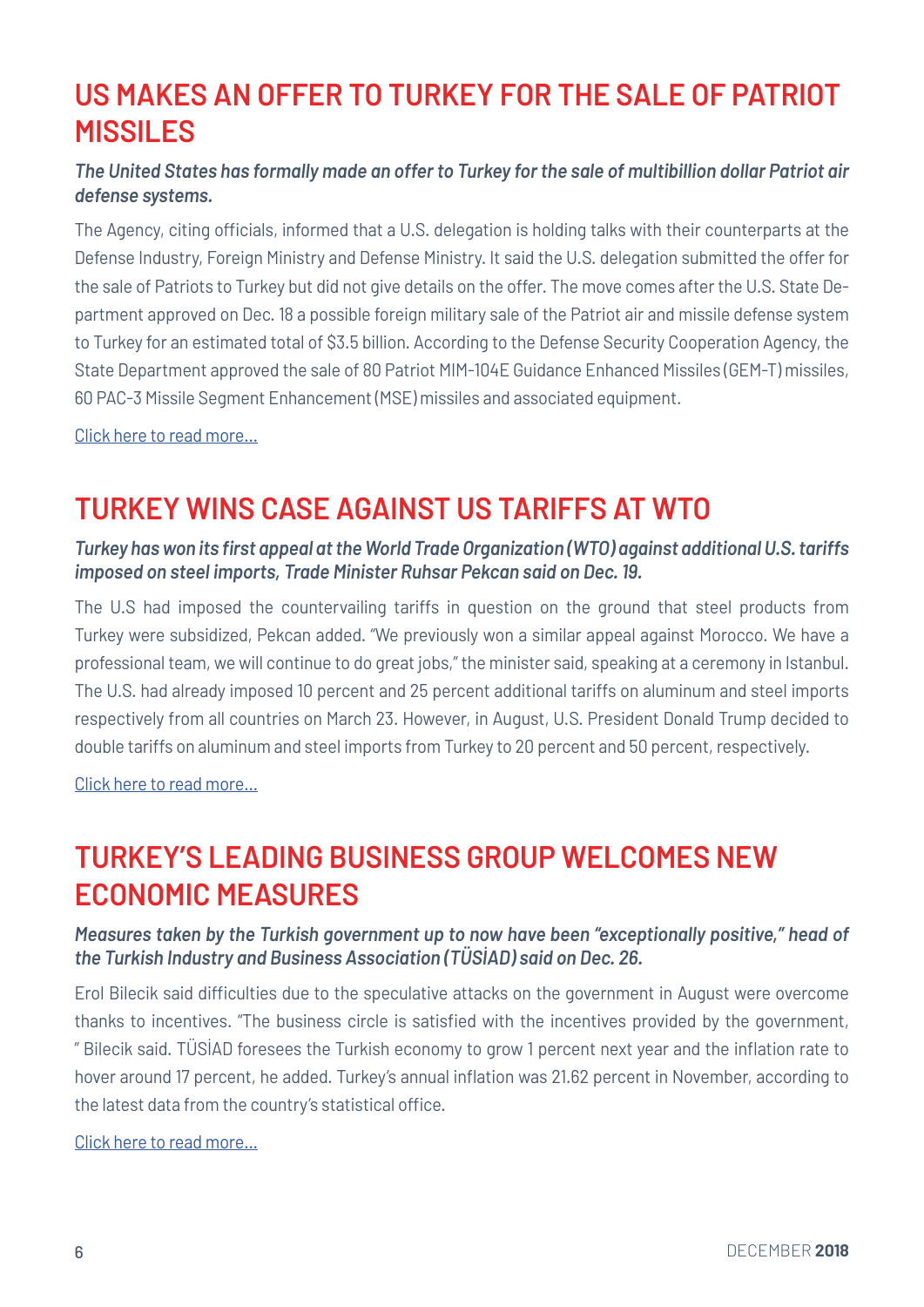## US MAKES AN OFFER TO TURKEY FOR THE SALE OF PATRIOT MISSILES

***The United States has formally made an offer to Turkey for the sale of multibillion dollar Patriot air defense systems.***

The Agency, citing officials, informed that a U.S. delegation is holding talks with their counterparts at the Defense Industry, Foreign Ministry and Defense Ministry. It said the U.S. delegation submitted the offer for the sale of Patriots to Turkey but did not give details on the offer. The move comes after the U.S. State Department approved on Dec. 18 a possible foreign military sale of the Patriot air and missile defense system to Turkey for an estimated total of $3.5 billion. According to the Defense Security Cooperation Agency, the State Department approved the sale of 80 Patriot MIM-104E Guidance Enhanced Missiles (GEM-T) missiles, 60 PAC-3 Missile Segment Enhancement (MSE) missiles and associated equipment.

Click here to read more...

## TURKEY WINS CASE AGAINST US TARIFFS AT WTO

***Turkey has won its first appeal at the World Trade Organization (WTO) against additional U.S. tariffs imposed on steel imports, Trade Minister Ruhsar Pekcan said on Dec. 19.***

The U.S had imposed the countervailing tariffs in question on the ground that steel products from Turkey were subsidized, Pekcan added. "We previously won a similar appeal against Morocco. We have a professional team, we will continue to do great jobs," the minister said, speaking at a ceremony in Istanbul. The U.S. had already imposed 10 percent and 25 percent additional tariffs on aluminum and steel imports respectively from all countries on March 23. However, in August, U.S. President Donald Trump decided to double tariffs on aluminum and steel imports from Turkey to 20 percent and 50 percent, respectively.

Click here to read more...

## TURKEY'S LEADING BUSINESS GROUP WELCOMES NEW ECONOMIC MEASURES

***Measures taken by the Turkish government up to now have been "exceptionally positive," head of the Turkish Industry and Business Association (TÜSİAD) said on Dec. 26.***

Erol Bilecik said difficulties due to the speculative attacks on the government in August were overcome thanks to incentives. "The business circle is satisfied with the incentives provided by the government," Bilecik said. TÜSİAD foresees the Turkish economy to grow 1 percent next year and the inflation rate to hover around 17 percent, he added. Turkey's annual inflation was 21.62 percent in November, according to the latest data from the country's statistical office.

Click here to read more...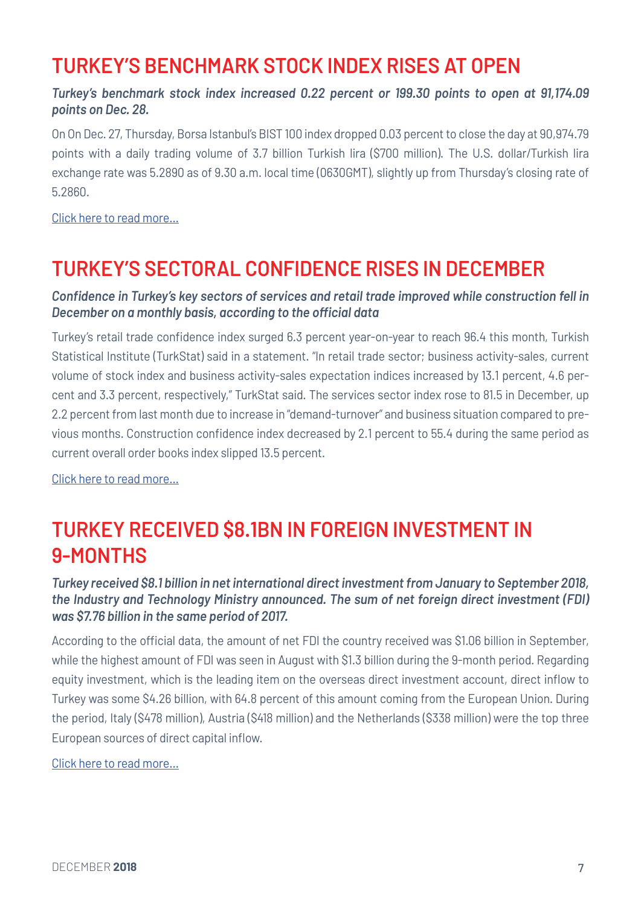# TURKEY'S BENCHMARK STOCK INDEX RISES AT OPEN

***Turkey's benchmark stock index increased 0.22 percent or 199.30 points to open at 91,174.09 points on Dec. 28.***

On On Dec. 27, Thursday, Borsa Istanbul's BIST 100 index dropped 0.03 percent to close the day at 90,974.79 points with a daily trading volume of 3.7 billion Turkish lira ($700 million). The U.S. dollar/Turkish lira exchange rate was 5.2890 as of 9.30 a.m. local time (0630GMT), slightly up from Thursday's closing rate of 5.2860.

Click here to read more...

# TURKEY'S SECTORAL CONFIDENCE RISES IN DECEMBER

***Confidence in Turkey's key sectors of services and retail trade improved while construction fell in December on a monthly basis, according to the official data***

Turkey's retail trade confidence index surged 6.3 percent year-on-year to reach 96.4 this month, Turkish Statistical Institute (TurkStat) said in a statement. "In retail trade sector; business activity-sales, current volume of stock index and business activity-sales expectation indices increased by 13.1 percent, 4.6 percent and 3.3 percent, respectively," TurkStat said. The services sector index rose to 81.5 in December, up 2.2 percent from last month due to increase in "demand-turnover" and business situation compared to previous months. Construction confidence index decreased by 2.1 percent to 55.4 during the same period as current overall order books index slipped 13.5 percent.

Click here to read more...

# TURKEY RECEIVED $8.1BN IN FOREIGN INVESTMENT IN 9-MONTHS

***Turkey received $8.1 billion in net international direct investment from January to September 2018, the Industry and Technology Ministry announced. The sum of net foreign direct investment (FDI) was $7.76 billion in the same period of 2017.***

According to the official data, the amount of net FDI the country received was $1.06 billion in September, while the highest amount of FDI was seen in August with $1.3 billion during the 9-month period. Regarding equity investment, which is the leading item on the overseas direct investment account, direct inflow to Turkey was some $4.26 billion, with 64.8 percent of this amount coming from the European Union. During the period, Italy ($478 million), Austria ($418 million) and the Netherlands ($338 million) were the top three European sources of direct capital inflow.

Click here to read more...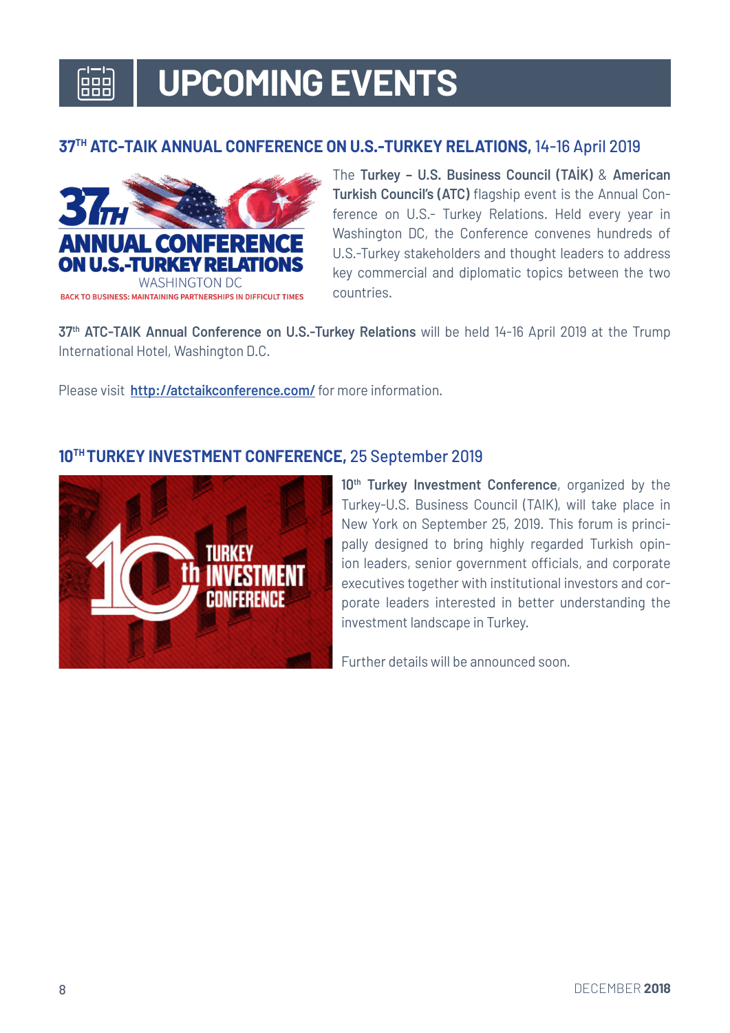# UPCOMING EVENTS

## 37TH ATC-TAIK ANNUAL CONFERENCE ON U.S.-TURKEY RELATIONS, 14-16 April 2019

The **Turkey – U.S. Business Council (TAİK)** & **American Turkish Council's (ATC)** flagship event is the Annual Conference on U.S.- Turkey Relations. Held every year in Washington DC, the Conference convenes hundreds of U.S.-Turkey stakeholders and thought leaders to address key commercial and diplomatic topics between the two countries.

**37th ATC-TAIK Annual Conference on U.S.-Turkey Relations** will be held 14-16 April 2019 at the Trump International Hotel, Washington D.C.

Please visit **http://atctaikconference.com/** for more information.

## 10TH TURKEY INVESTMENT CONFERENCE, 25 September 2019

**10th Turkey Investment Conference**, organized by the Turkey-U.S. Business Council (TAIK), will take place in New York on September 25, 2019. This forum is principally designed to bring highly regarded Turkish opinion leaders, senior government officials, and corporate executives together with institutional investors and corporate leaders interested in better understanding the investment landscape in Turkey.

Further details will be announced soon.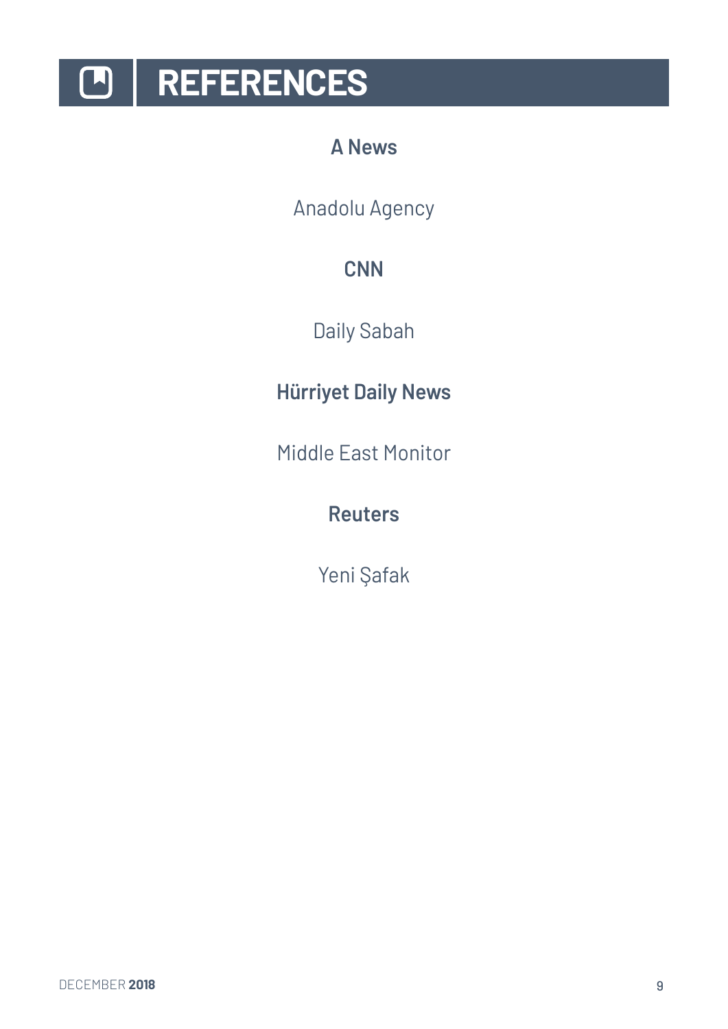# REFERENCES

**A News**

Anadolu Agency

**CNN**

Daily Sabah

**Hürriyet Daily News**

Middle East Monitor

**Reuters**

Yeni Şafak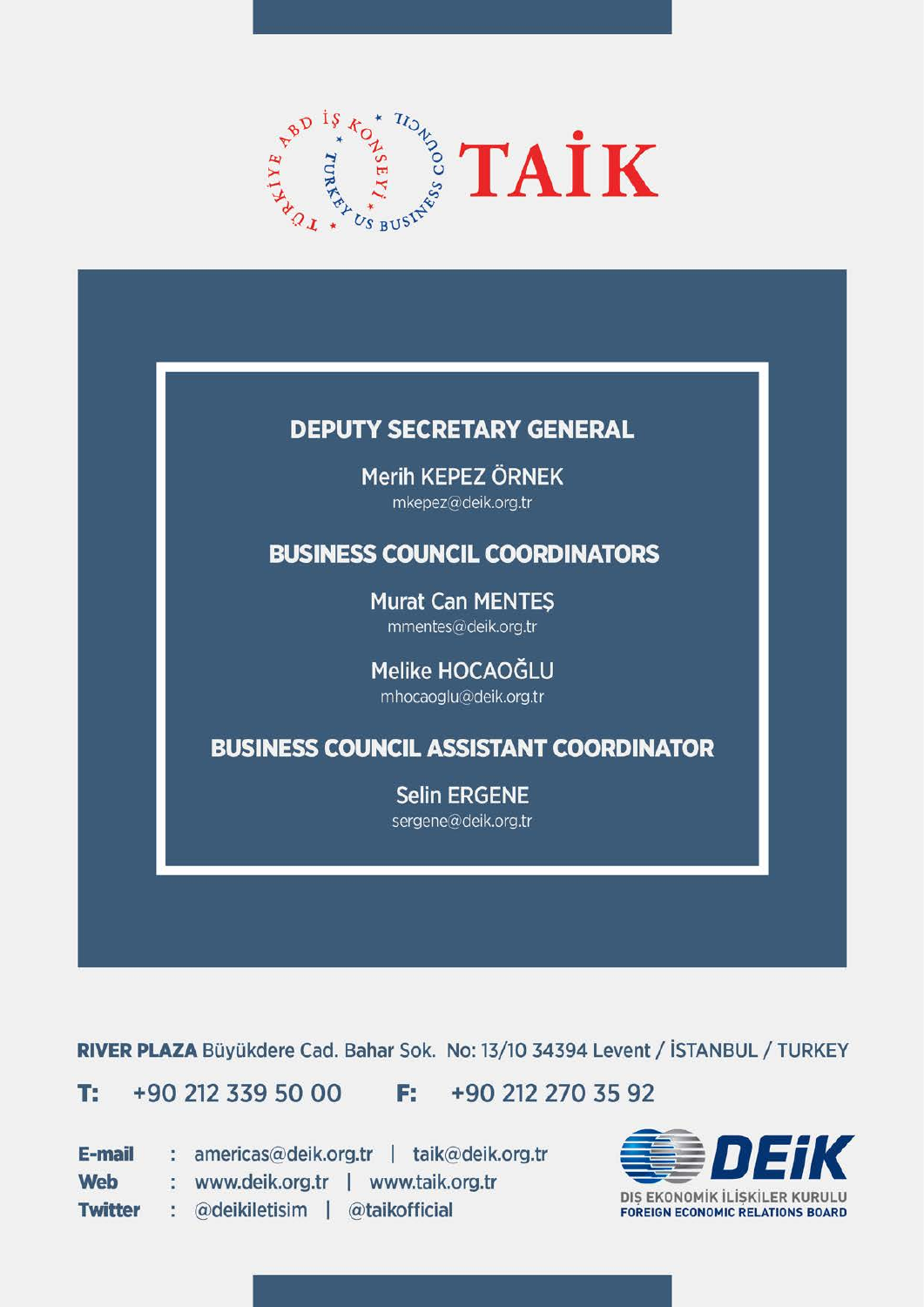TÜRKİYE ABD İŞ KONSEYİ * TURKEY US BUSINESS COUNCIL

# TAİK

## DEPUTY SECRETARY GENERAL

Merih KEPEZ ÖRNEK
mkepez@deik.org.tr

## BUSINESS COUNCIL COORDINATORS

Murat Can MENTEŞ
mmentes@deik.org.tr

Melike HOCAOĞLU
mhocaoglu@deik.org.tr

## BUSINESS COUNCIL ASSISTANT COORDINATOR

Selin ERGENE
sergene@deik.org.tr

**RIVER PLAZA** Büyükdere Cad. Bahar Sok. No: 13/10 34394 Levent / İSTANBUL / TURKEY

**T:** +90 212 339 50 00 **F:** +90 212 270 35 92

**E-mail** : americas@deik.org.tr | taik@deik.org.tr
**Web** : www.deik.org.tr | www.taik.org.tr
**Twitter** : @deikiletisim | @taikofficial

DEİK
DIŞ EKONOMİK İLİŞKİLER KURULU
FOREIGN ECONOMIC RELATIONS BOARD